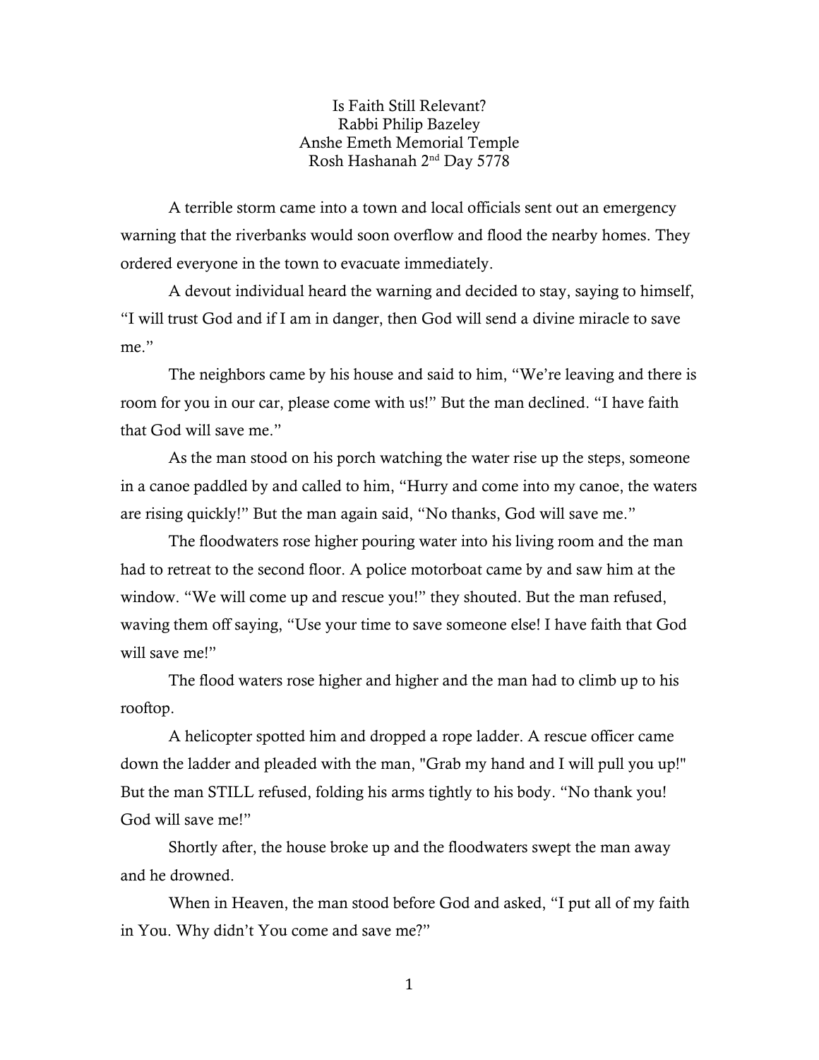# Is Faith Still Relevant?

Rabbi Philip Bazeley
Anshe Emeth Memorial Temple
Rosh Hashanah 2nd Day 5778

A terrible storm came into a town and local officials sent out an emergency warning that the riverbanks would soon overflow and flood the nearby homes. They ordered everyone in the town to evacuate immediately.

A devout individual heard the warning and decided to stay, saying to himself, "I will trust God and if I am in danger, then God will send a divine miracle to save me."

The neighbors came by his house and said to him, "We're leaving and there is room for you in our car, please come with us!" But the man declined. "I have faith that God will save me."

As the man stood on his porch watching the water rise up the steps, someone in a canoe paddled by and called to him, "Hurry and come into my canoe, the waters are rising quickly!" But the man again said, "No thanks, God will save me."

The floodwaters rose higher pouring water into his living room and the man had to retreat to the second floor. A police motorboat came by and saw him at the window. "We will come up and rescue you!" they shouted. But the man refused, waving them off saying, "Use your time to save someone else! I have faith that God will save me!"

The flood waters rose higher and higher and the man had to climb up to his rooftop.

A helicopter spotted him and dropped a rope ladder. A rescue officer came down the ladder and pleaded with the man, "Grab my hand and I will pull you up!" But the man STILL refused, folding his arms tightly to his body. "No thank you! God will save me!"

Shortly after, the house broke up and the floodwaters swept the man away and he drowned.

When in Heaven, the man stood before God and asked, "I put all of my faith in You. Why didn't You come and save me?"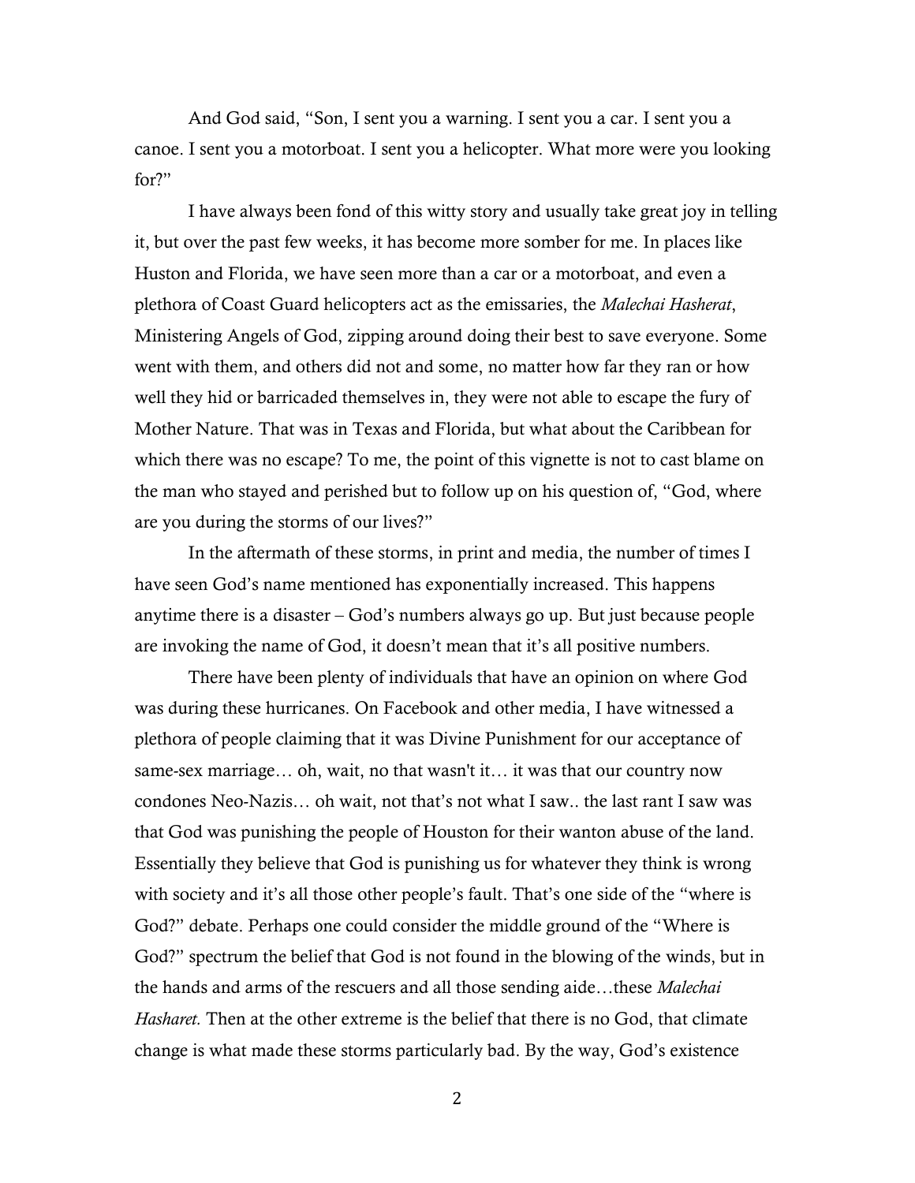And God said, "Son, I sent you a warning. I sent you a car. I sent you a canoe. I sent you a motorboat. I sent you a helicopter. What more were you looking for?"

I have always been fond of this witty story and usually take great joy in telling it, but over the past few weeks, it has become more somber for me. In places like Huston and Florida, we have seen more than a car or a motorboat, and even a plethora of Coast Guard helicopters act as the emissaries, the *Malechai Hasherat*, Ministering Angels of God, zipping around doing their best to save everyone. Some went with them, and others did not and some, no matter how far they ran or how well they hid or barricaded themselves in, they were not able to escape the fury of Mother Nature. That was in Texas and Florida, but what about the Caribbean for which there was no escape? To me, the point of this vignette is not to cast blame on the man who stayed and perished but to follow up on his question of, "God, where are you during the storms of our lives?"

In the aftermath of these storms, in print and media, the number of times I have seen God's name mentioned has exponentially increased. This happens anytime there is a disaster – God's numbers always go up. But just because people are invoking the name of God, it doesn't mean that it's all positive numbers.

There have been plenty of individuals that have an opinion on where God was during these hurricanes. On Facebook and other media, I have witnessed a plethora of people claiming that it was Divine Punishment for our acceptance of same-sex marriage… oh, wait, no that wasn't it… it was that our country now condones Neo-Nazis… oh wait, not that's not what I saw.. the last rant I saw was that God was punishing the people of Houston for their wanton abuse of the land. Essentially they believe that God is punishing us for whatever they think is wrong with society and it's all those other people's fault. That's one side of the "where is God?" debate. Perhaps one could consider the middle ground of the "Where is God?" spectrum the belief that God is not found in the blowing of the winds, but in the hands and arms of the rescuers and all those sending aide…these *Malechai Hasharet.* Then at the other extreme is the belief that there is no God, that climate change is what made these storms particularly bad. By the way, God's existence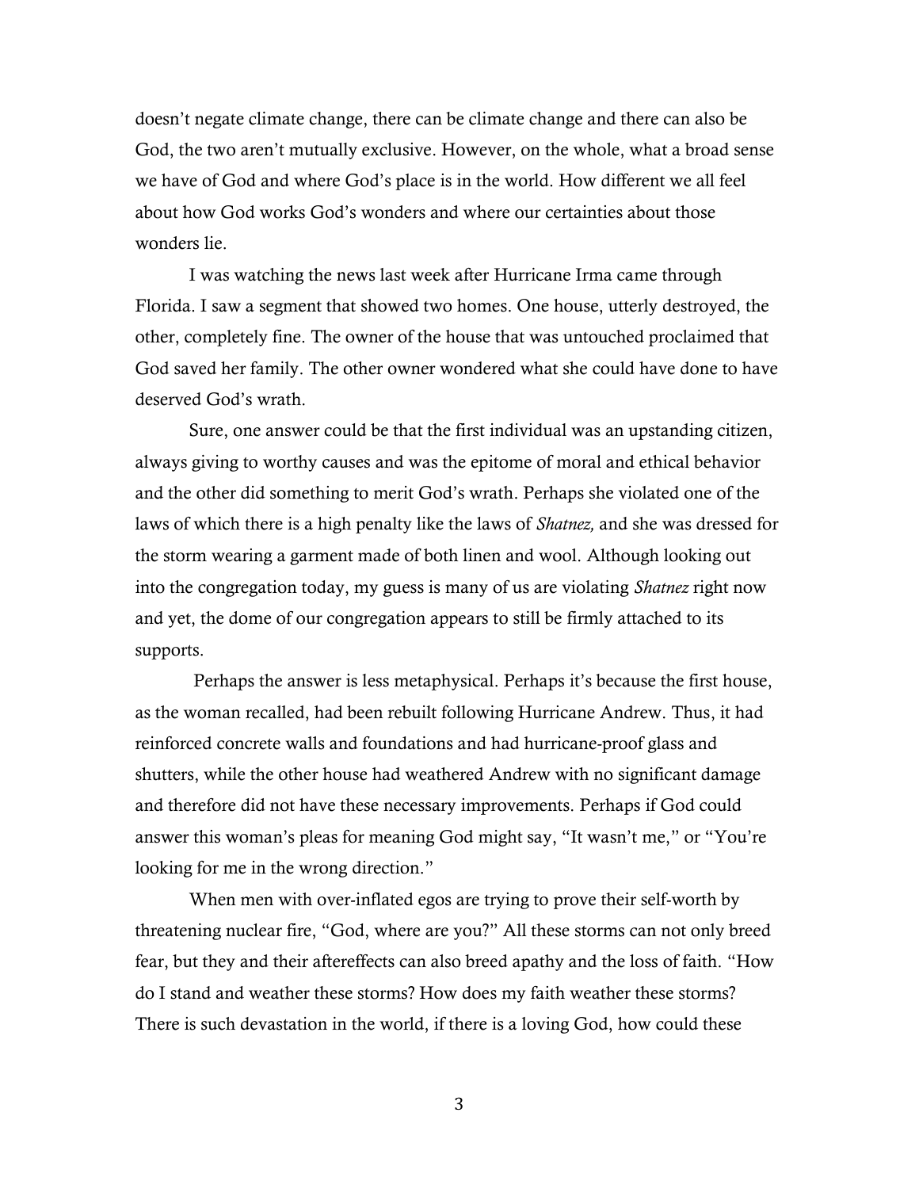doesn't negate climate change, there can be climate change and there can also be God, the two aren't mutually exclusive. However, on the whole, what a broad sense we have of God and where God's place is in the world. How different we all feel about how God works God's wonders and where our certainties about those wonders lie.

I was watching the news last week after Hurricane Irma came through Florida. I saw a segment that showed two homes. One house, utterly destroyed, the other, completely fine. The owner of the house that was untouched proclaimed that God saved her family. The other owner wondered what she could have done to have deserved God's wrath.

Sure, one answer could be that the first individual was an upstanding citizen, always giving to worthy causes and was the epitome of moral and ethical behavior and the other did something to merit God's wrath. Perhaps she violated one of the laws of which there is a high penalty like the laws of *Shatnez,* and she was dressed for the storm wearing a garment made of both linen and wool. Although looking out into the congregation today, my guess is many of us are violating *Shatnez* right now and yet, the dome of our congregation appears to still be firmly attached to its supports.

Perhaps the answer is less metaphysical. Perhaps it's because the first house, as the woman recalled, had been rebuilt following Hurricane Andrew. Thus, it had reinforced concrete walls and foundations and had hurricane-proof glass and shutters, while the other house had weathered Andrew with no significant damage and therefore did not have these necessary improvements. Perhaps if God could answer this woman's pleas for meaning God might say, "It wasn't me," or "You're looking for me in the wrong direction."

When men with over-inflated egos are trying to prove their self-worth by threatening nuclear fire, "God, where are you?" All these storms can not only breed fear, but they and their aftereffects can also breed apathy and the loss of faith. "How do I stand and weather these storms? How does my faith weather these storms? There is such devastation in the world, if there is a loving God, how could these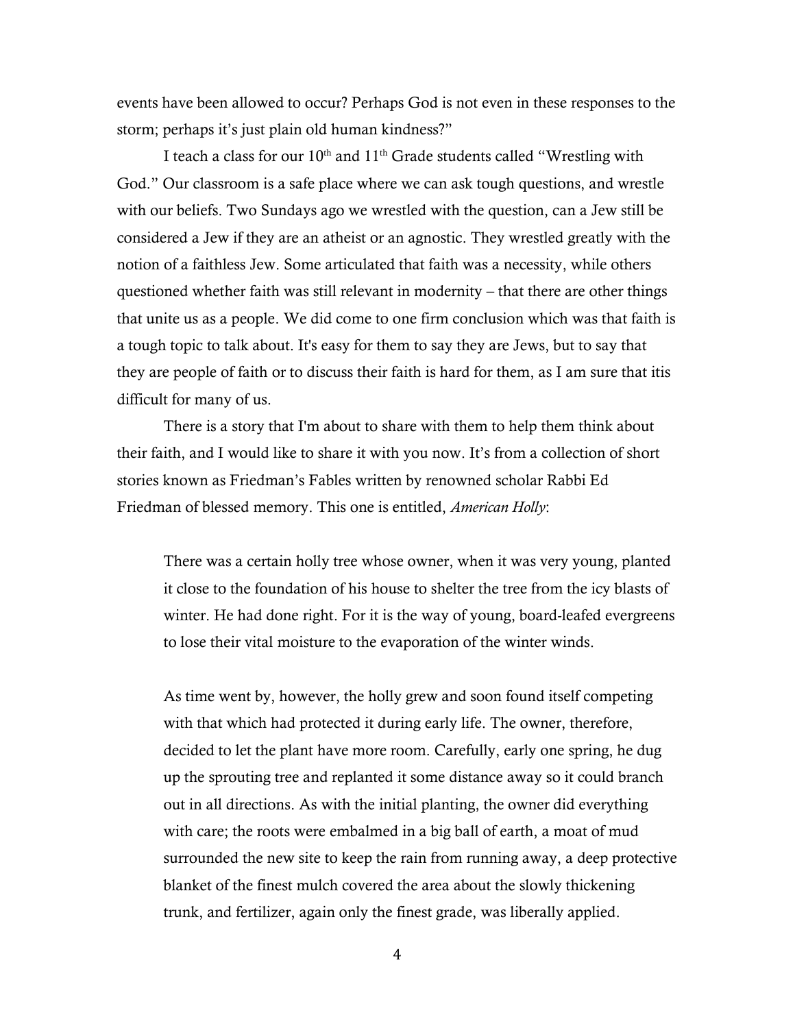events have been allowed to occur? Perhaps God is not even in these responses to the storm; perhaps it's just plain old human kindness?"

I teach a class for our 10th and 11th Grade students called "Wrestling with God." Our classroom is a safe place where we can ask tough questions, and wrestle with our beliefs. Two Sundays ago we wrestled with the question, can a Jew still be considered a Jew if they are an atheist or an agnostic. They wrestled greatly with the notion of a faithless Jew. Some articulated that faith was a necessity, while others questioned whether faith was still relevant in modernity – that there are other things that unite us as a people. We did come to one firm conclusion which was that faith is a tough topic to talk about. It's easy for them to say they are Jews, but to say that they are people of faith or to discuss their faith is hard for them, as I am sure that itis difficult for many of us.

There is a story that I'm about to share with them to help them think about their faith, and I would like to share it with you now. It's from a collection of short stories known as Friedman's Fables written by renowned scholar Rabbi Ed Friedman of blessed memory. This one is entitled, *American Holly*:

> There was a certain holly tree whose owner, when it was very young, planted it close to the foundation of his house to shelter the tree from the icy blasts of winter. He had done right. For it is the way of young, board-leafed evergreens to lose their vital moisture to the evaporation of the winter winds.
>
> As time went by, however, the holly grew and soon found itself competing with that which had protected it during early life. The owner, therefore, decided to let the plant have more room. Carefully, early one spring, he dug up the sprouting tree and replanted it some distance away so it could branch out in all directions. As with the initial planting, the owner did everything with care; the roots were embalmed in a big ball of earth, a moat of mud surrounded the new site to keep the rain from running away, a deep protective blanket of the finest mulch covered the area about the slowly thickening trunk, and fertilizer, again only the finest grade, was liberally applied.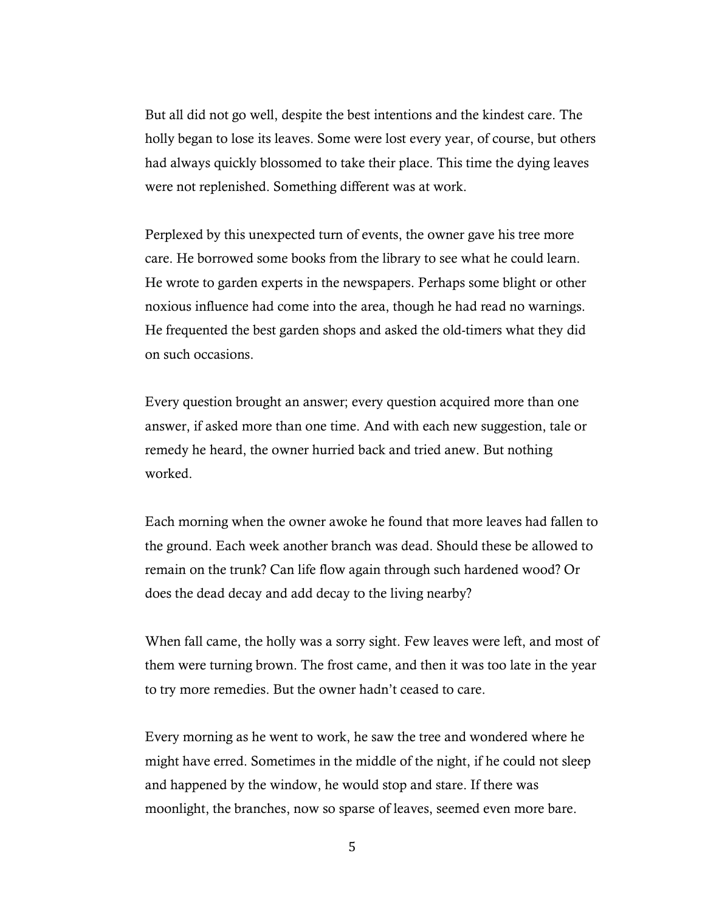But all did not go well, despite the best intentions and the kindest care. The holly began to lose its leaves. Some were lost every year, of course, but others had always quickly blossomed to take their place. This time the dying leaves were not replenished. Something different was at work.

Perplexed by this unexpected turn of events, the owner gave his tree more care. He borrowed some books from the library to see what he could learn. He wrote to garden experts in the newspapers. Perhaps some blight or other noxious influence had come into the area, though he had read no warnings. He frequented the best garden shops and asked the old-timers what they did on such occasions.

Every question brought an answer; every question acquired more than one answer, if asked more than one time. And with each new suggestion, tale or remedy he heard, the owner hurried back and tried anew. But nothing worked.

Each morning when the owner awoke he found that more leaves had fallen to the ground. Each week another branch was dead. Should these be allowed to remain on the trunk? Can life flow again through such hardened wood? Or does the dead decay and add decay to the living nearby?

When fall came, the holly was a sorry sight. Few leaves were left, and most of them were turning brown. The frost came, and then it was too late in the year to try more remedies. But the owner hadn't ceased to care.

Every morning as he went to work, he saw the tree and wondered where he might have erred. Sometimes in the middle of the night, if he could not sleep and happened by the window, he would stop and stare. If there was moonlight, the branches, now so sparse of leaves, seemed even more bare.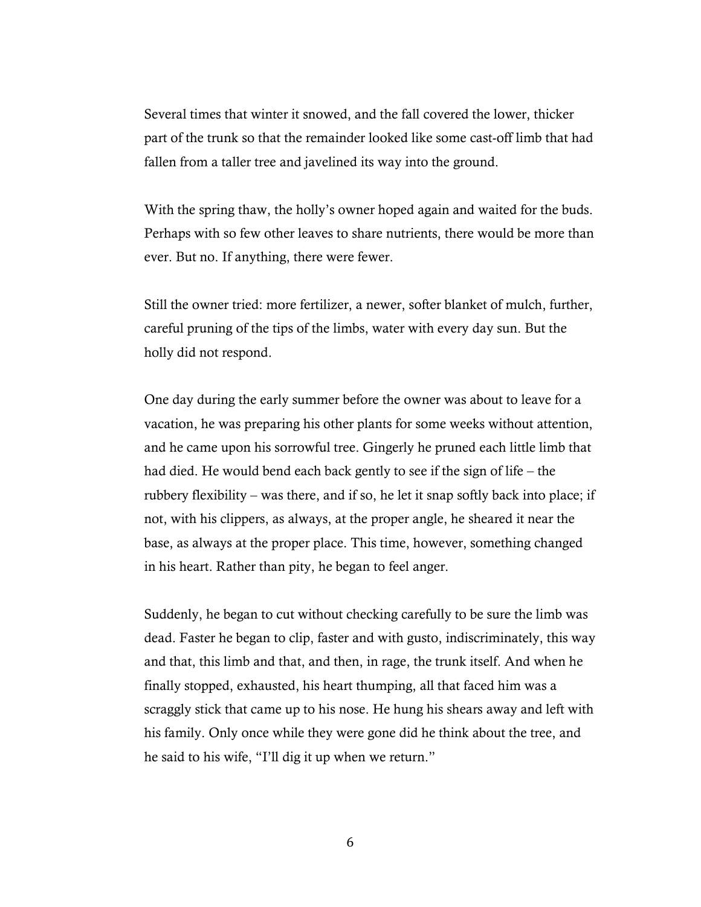Several times that winter it snowed, and the fall covered the lower, thicker part of the trunk so that the remainder looked like some cast-off limb that had fallen from a taller tree and javelined its way into the ground.

With the spring thaw, the holly's owner hoped again and waited for the buds. Perhaps with so few other leaves to share nutrients, there would be more than ever. But no. If anything, there were fewer.

Still the owner tried: more fertilizer, a newer, softer blanket of mulch, further, careful pruning of the tips of the limbs, water with every day sun. But the holly did not respond.

One day during the early summer before the owner was about to leave for a vacation, he was preparing his other plants for some weeks without attention, and he came upon his sorrowful tree. Gingerly he pruned each little limb that had died. He would bend each back gently to see if the sign of life – the rubbery flexibility – was there, and if so, he let it snap softly back into place; if not, with his clippers, as always, at the proper angle, he sheared it near the base, as always at the proper place. This time, however, something changed in his heart. Rather than pity, he began to feel anger.

Suddenly, he began to cut without checking carefully to be sure the limb was dead. Faster he began to clip, faster and with gusto, indiscriminately, this way and that, this limb and that, and then, in rage, the trunk itself. And when he finally stopped, exhausted, his heart thumping, all that faced him was a scraggly stick that came up to his nose. He hung his shears away and left with his family. Only once while they were gone did he think about the tree, and he said to his wife, "I'll dig it up when we return."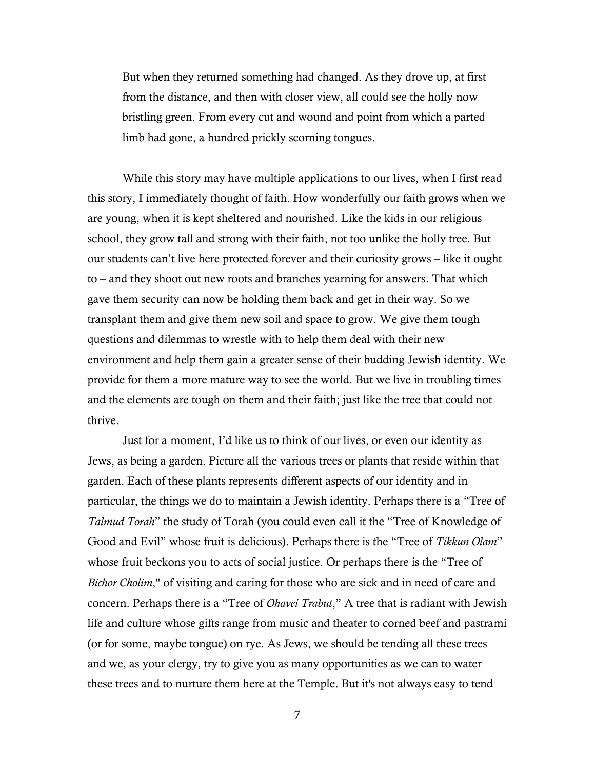> But when they returned something had changed. As they drove up, at first from the distance, and then with closer view, all could see the holly now bristling green. From every cut and wound and point from which a parted limb had gone, a hundred prickly scorning tongues.

While this story may have multiple applications to our lives, when I first read this story, I immediately thought of faith. How wonderfully our faith grows when we are young, when it is kept sheltered and nourished. Like the kids in our religious school, they grow tall and strong with their faith, not too unlike the holly tree. But our students can't live here protected forever and their curiosity grows – like it ought to – and they shoot out new roots and branches yearning for answers. That which gave them security can now be holding them back and get in their way. So we transplant them and give them new soil and space to grow. We give them tough questions and dilemmas to wrestle with to help them deal with their new environment and help them gain a greater sense of their budding Jewish identity. We provide for them a more mature way to see the world. But we live in troubling times and the elements are tough on them and their faith; just like the tree that could not thrive.

Just for a moment, I'd like us to think of our lives, or even our identity as Jews, as being a garden. Picture all the various trees or plants that reside within that garden. Each of these plants represents different aspects of our identity and in particular, the things we do to maintain a Jewish identity. Perhaps there is a "Tree of *Talmud Torah*" the study of Torah (you could even call it the "Tree of Knowledge of Good and Evil" whose fruit is delicious). Perhaps there is the "Tree of *Tikkun Olam*" whose fruit beckons you to acts of social justice. Or perhaps there is the "Tree of *Bichor Cholim*," of visiting and caring for those who are sick and in need of care and concern. Perhaps there is a "Tree of *Ohavei Trabut*," A tree that is radiant with Jewish life and culture whose gifts range from music and theater to corned beef and pastrami (or for some, maybe tongue) on rye. As Jews, we should be tending all these trees and we, as your clergy, try to give you as many opportunities as we can to water these trees and to nurture them here at the Temple. But it's not always easy to tend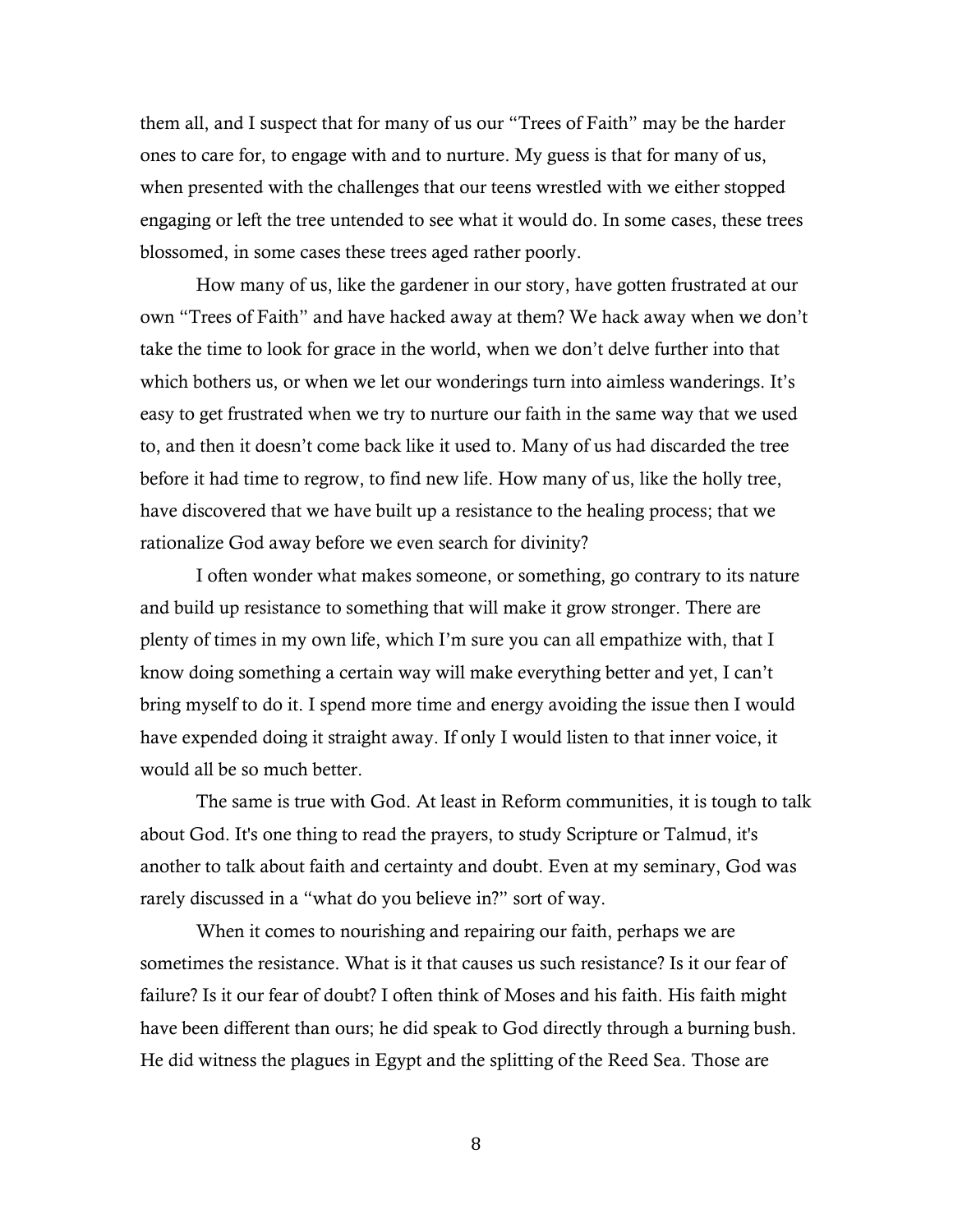them all, and I suspect that for many of us our "Trees of Faith" may be the harder ones to care for, to engage with and to nurture. My guess is that for many of us, when presented with the challenges that our teens wrestled with we either stopped engaging or left the tree untended to see what it would do. In some cases, these trees blossomed, in some cases these trees aged rather poorly.

How many of us, like the gardener in our story, have gotten frustrated at our own "Trees of Faith" and have hacked away at them? We hack away when we don't take the time to look for grace in the world, when we don't delve further into that which bothers us, or when we let our wonderings turn into aimless wanderings. It's easy to get frustrated when we try to nurture our faith in the same way that we used to, and then it doesn't come back like it used to. Many of us had discarded the tree before it had time to regrow, to find new life. How many of us, like the holly tree, have discovered that we have built up a resistance to the healing process; that we rationalize God away before we even search for divinity?

I often wonder what makes someone, or something, go contrary to its nature and build up resistance to something that will make it grow stronger. There are plenty of times in my own life, which I'm sure you can all empathize with, that I know doing something a certain way will make everything better and yet, I can't bring myself to do it. I spend more time and energy avoiding the issue then I would have expended doing it straight away. If only I would listen to that inner voice, it would all be so much better.

The same is true with God. At least in Reform communities, it is tough to talk about God. It's one thing to read the prayers, to study Scripture or Talmud, it's another to talk about faith and certainty and doubt. Even at my seminary, God was rarely discussed in a "what do you believe in?" sort of way.

When it comes to nourishing and repairing our faith, perhaps we are sometimes the resistance. What is it that causes us such resistance? Is it our fear of failure? Is it our fear of doubt? I often think of Moses and his faith. His faith might have been different than ours; he did speak to God directly through a burning bush. He did witness the plagues in Egypt and the splitting of the Reed Sea. Those are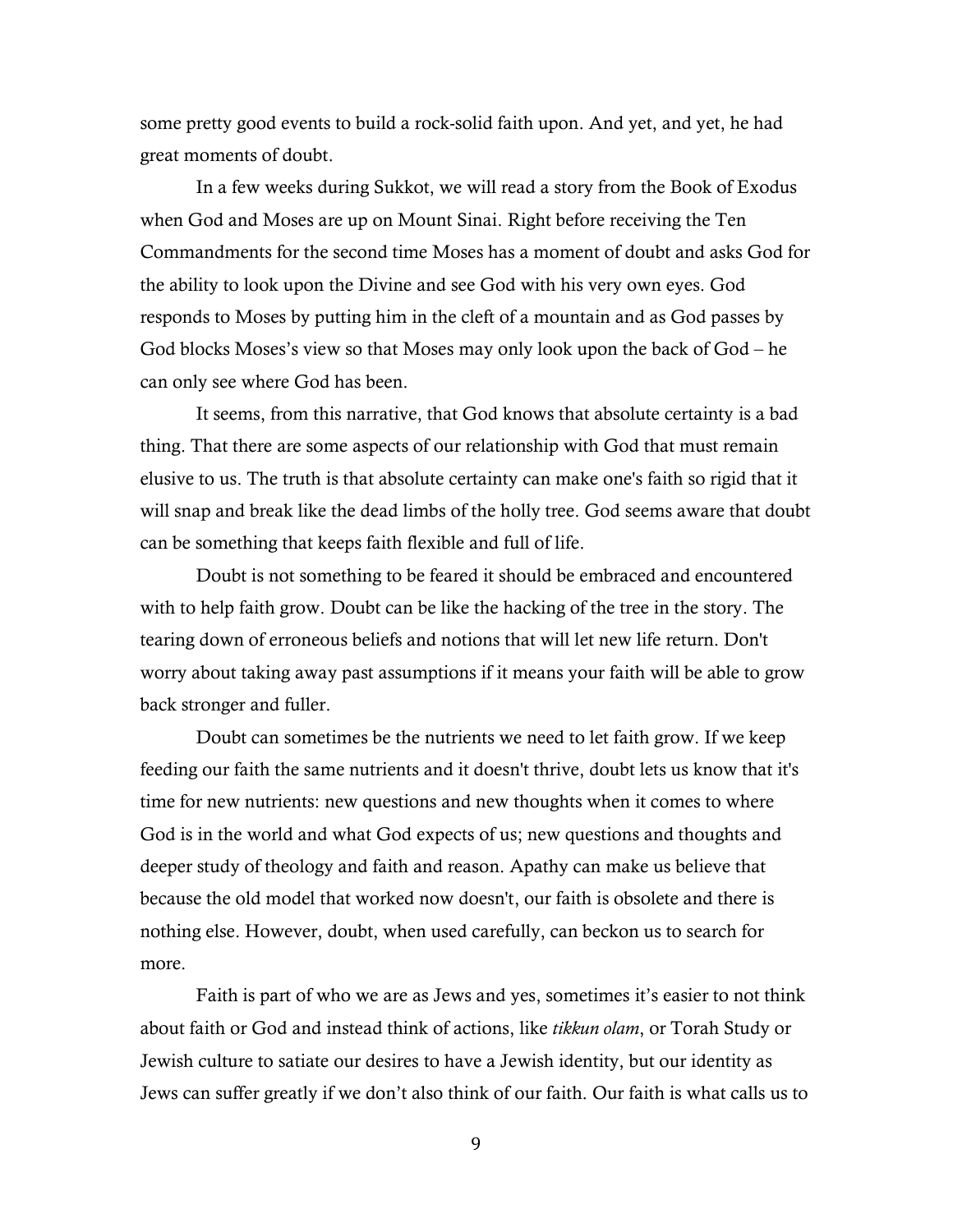some pretty good events to build a rock-solid faith upon. And yet, and yet, he had great moments of doubt.

In a few weeks during Sukkot, we will read a story from the Book of Exodus when God and Moses are up on Mount Sinai. Right before receiving the Ten Commandments for the second time Moses has a moment of doubt and asks God for the ability to look upon the Divine and see God with his very own eyes. God responds to Moses by putting him in the cleft of a mountain and as God passes by God blocks Moses's view so that Moses may only look upon the back of God – he can only see where God has been.

It seems, from this narrative, that God knows that absolute certainty is a bad thing. That there are some aspects of our relationship with God that must remain elusive to us. The truth is that absolute certainty can make one's faith so rigid that it will snap and break like the dead limbs of the holly tree. God seems aware that doubt can be something that keeps faith flexible and full of life.

Doubt is not something to be feared it should be embraced and encountered with to help faith grow. Doubt can be like the hacking of the tree in the story. The tearing down of erroneous beliefs and notions that will let new life return. Don't worry about taking away past assumptions if it means your faith will be able to grow back stronger and fuller.

Doubt can sometimes be the nutrients we need to let faith grow. If we keep feeding our faith the same nutrients and it doesn't thrive, doubt lets us know that it's time for new nutrients: new questions and new thoughts when it comes to where God is in the world and what God expects of us; new questions and thoughts and deeper study of theology and faith and reason. Apathy can make us believe that because the old model that worked now doesn't, our faith is obsolete and there is nothing else. However, doubt, when used carefully, can beckon us to search for more.

Faith is part of who we are as Jews and yes, sometimes it's easier to not think about faith or God and instead think of actions, like *tikkun olam*, or Torah Study or Jewish culture to satiate our desires to have a Jewish identity, but our identity as Jews can suffer greatly if we don't also think of our faith. Our faith is what calls us to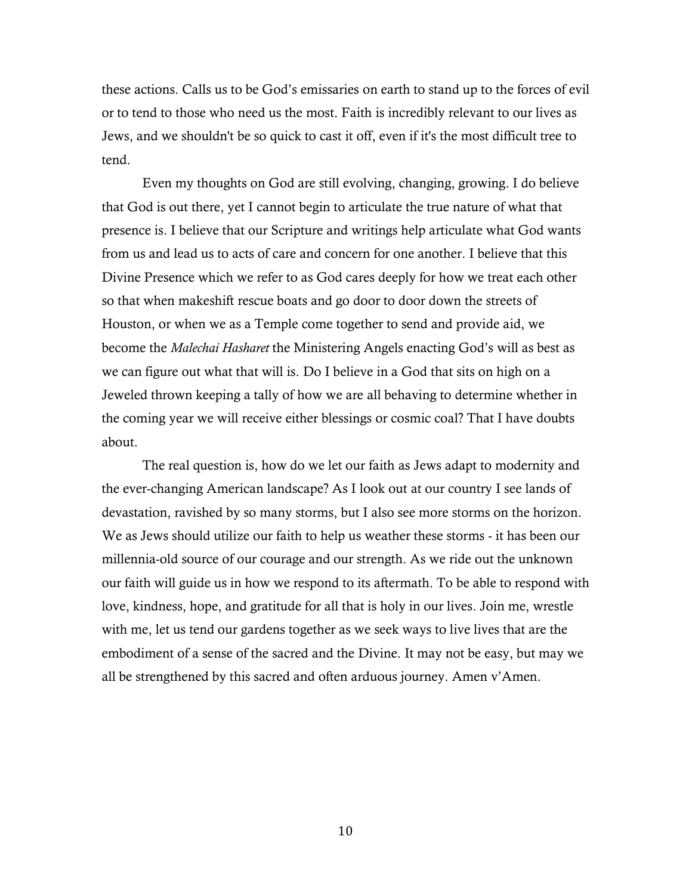these actions. Calls us to be God's emissaries on earth to stand up to the forces of evil or to tend to those who need us the most. Faith is incredibly relevant to our lives as Jews, and we shouldn't be so quick to cast it off, even if it's the most difficult tree to tend.

Even my thoughts on God are still evolving, changing, growing. I do believe that God is out there, yet I cannot begin to articulate the true nature of what that presence is. I believe that our Scripture and writings help articulate what God wants from us and lead us to acts of care and concern for one another. I believe that this Divine Presence which we refer to as God cares deeply for how we treat each other so that when makeshift rescue boats and go door to door down the streets of Houston, or when we as a Temple come together to send and provide aid, we become the *Malechai Hasharet* the Ministering Angels enacting God's will as best as we can figure out what that will is. Do I believe in a God that sits on high on a Jeweled thrown keeping a tally of how we are all behaving to determine whether in the coming year we will receive either blessings or cosmic coal? That I have doubts about.

The real question is, how do we let our faith as Jews adapt to modernity and the ever-changing American landscape? As I look out at our country I see lands of devastation, ravished by so many storms, but I also see more storms on the horizon. We as Jews should utilize our faith to help us weather these storms - it has been our millennia-old source of our courage and our strength. As we ride out the unknown our faith will guide us in how we respond to its aftermath. To be able to respond with love, kindness, hope, and gratitude for all that is holy in our lives. Join me, wrestle with me, let us tend our gardens together as we seek ways to live lives that are the embodiment of a sense of the sacred and the Divine. It may not be easy, but may we all be strengthened by this sacred and often arduous journey. Amen v'Amen.